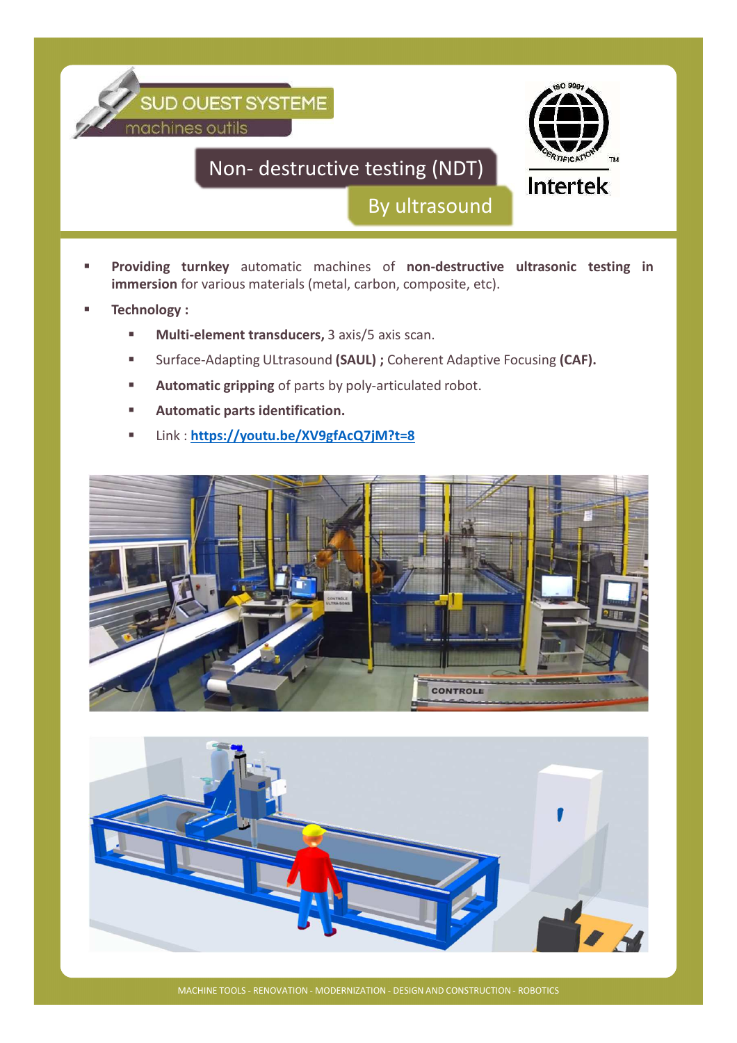SUD OUEST SYSTEME
machines outils

# Non- destructive testing (NDT)

## By ultrasound

- **Providing turnkey** automatic machines of **non-destructive ultrasonic testing in immersion** for various materials (metal, carbon, composite, etc).
- **Technology :**
  - **Multi-element transducers,** 3 axis/5 axis scan.
  - Surface-Adapting ULtrasound **(SAUL) ;** Coherent Adaptive Focusing **(CAF).**
  - **Automatic gripping** of parts by poly-articulated robot.
  - **Automatic parts identification.**
  - Link : **https://youtu.be/XV9gfAcQ7jM?t=8**

MACHINE TOOLS - RENOVATION - MODERNIZATION - DESIGN AND CONSTRUCTION - ROBOTICS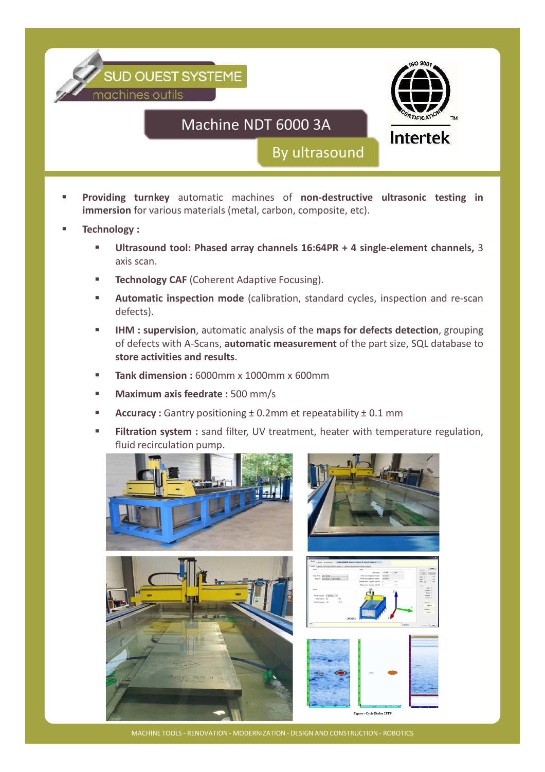SUD OUEST SYSTEME
machines outils

# Machine NDT 6000 3A

## By ultrasound

ISO 9001 CERTIFICATION
Intertek

- **Providing turnkey** automatic machines of **non-destructive ultrasonic testing in immersion** for various materials (metal, carbon, composite, etc).
- **Technology :**
  - **Ultrasound tool: Phased array channels 16:64PR + 4 single-element channels,** 3 axis scan.
  - **Technology CAF** (Coherent Adaptive Focusing).
  - **Automatic inspection mode** (calibration, standard cycles, inspection and re-scan defects).
  - **IHM : supervision**, automatic analysis of the **maps for defects detection**, grouping of defects with A-Scans, **automatic measurement** of the part size, SQL database to **store activities and results**.
  - **Tank dimension :** 6000mm x 1000mm x 600mm
  - **Maximum axis feedrate :** 500 mm/s
  - **Accuracy :** Gantry positioning ± 0.2mm et repeatability ± 0.1 mm
  - **Filtration system :** sand filter, UV treatment, heater with temperature regulation, fluid recirculation pump.

Figure – Cycle Etalon 2TFP

MACHINE TOOLS - RENOVATION - MODERNIZATION - DESIGN AND CONSTRUCTION - ROBOTICS